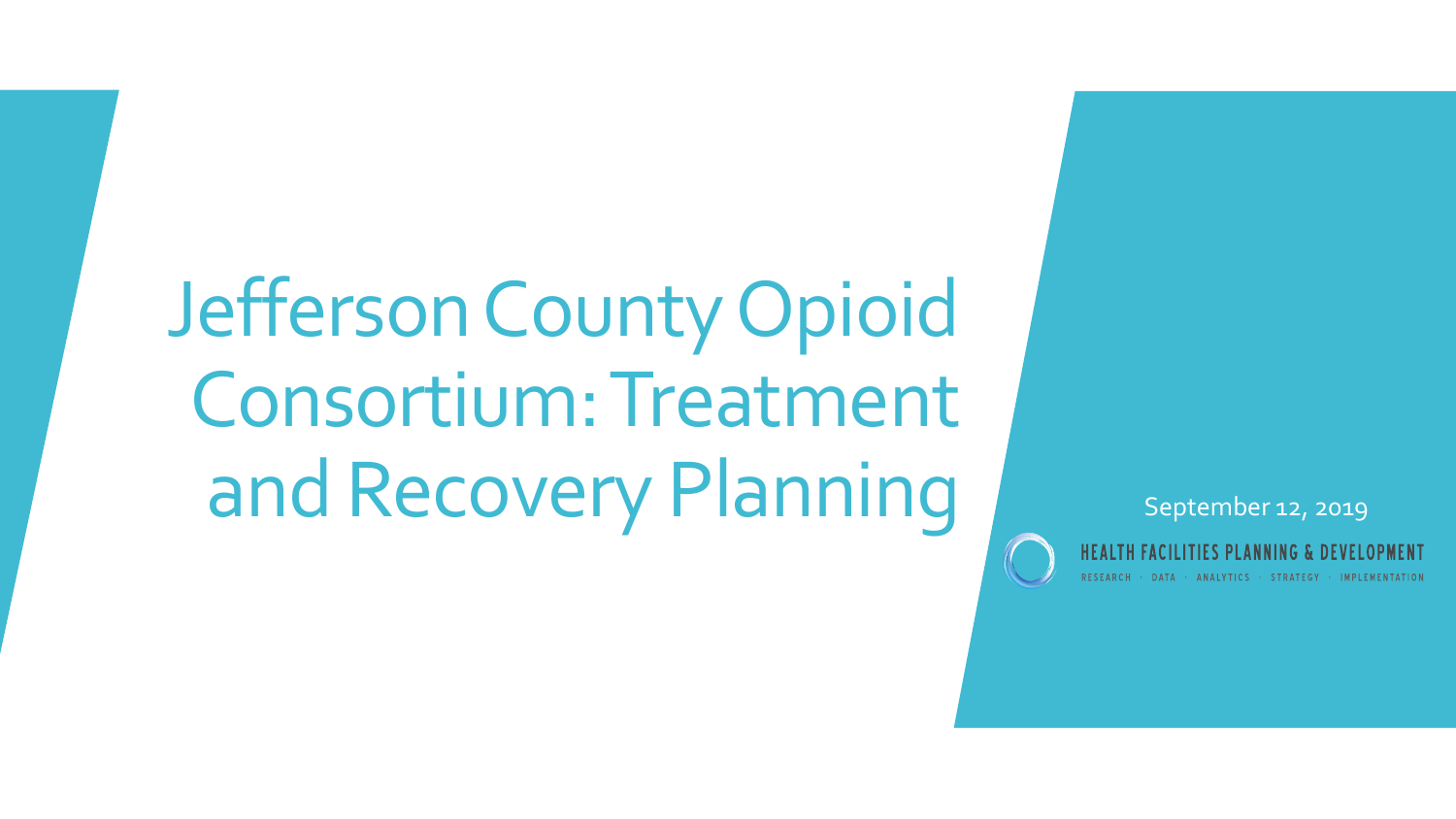# Jefferson County Opioid Consortium: Treatment and Recovery Planning

September 12, 2019

HEALTH FACILITIES PLANNING & DEVELOPMENT

RESEARCH · DATA · ANALYTICS · STRATEGY · IMPLEMENTATION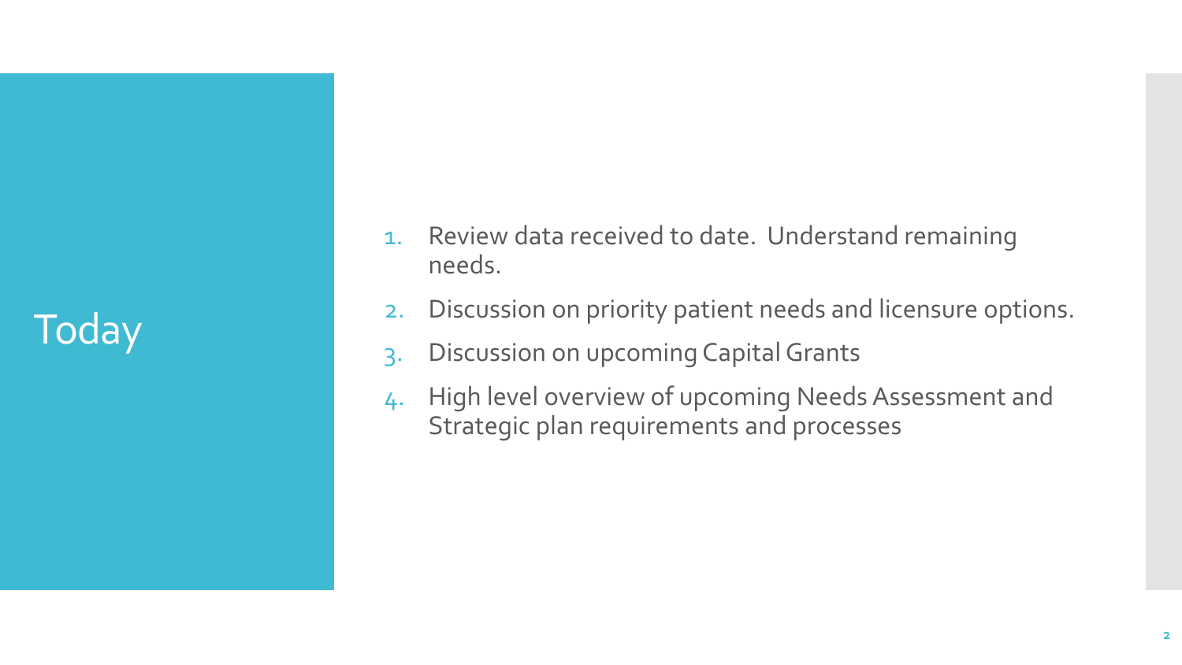# Today

1. Review data received to date. Understand remaining needs.
2. Discussion on priority patient needs and licensure options.
3. Discussion on upcoming Capital Grants
4. High level overview of upcoming Needs Assessment and Strategic plan requirements and processes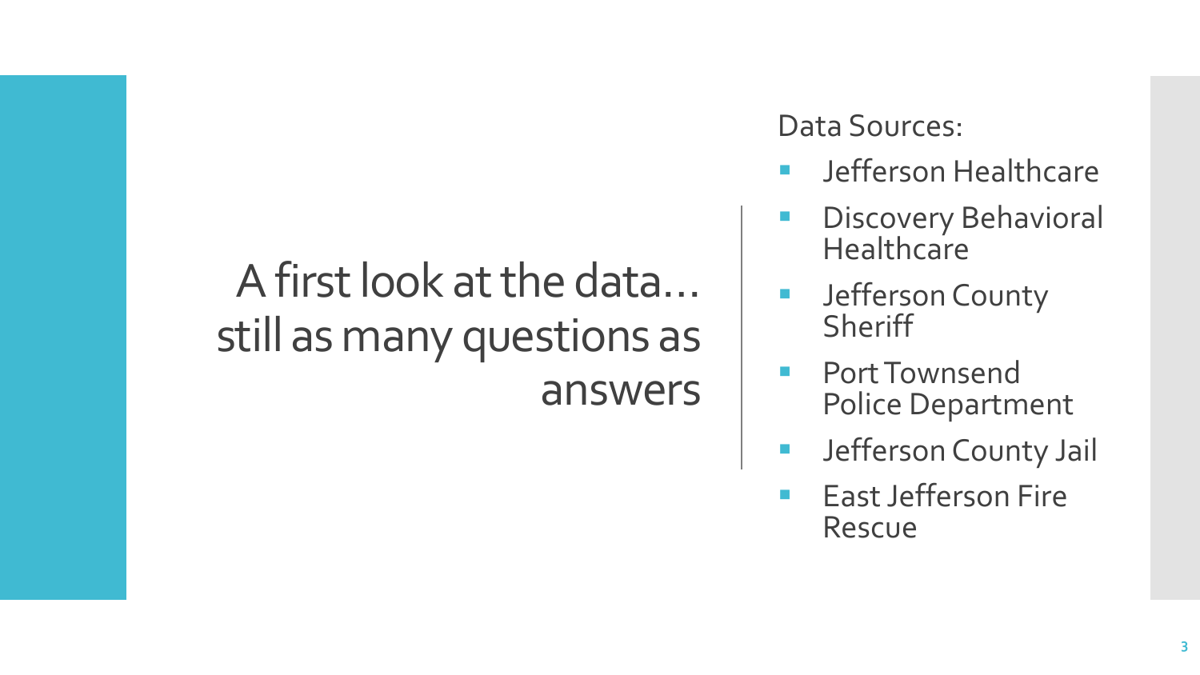# A first look at the data… still as many questions as answers

Data Sources:

- Jefferson Healthcare
- Discovery Behavioral Healthcare
- Jefferson County Sheriff
- Port Townsend Police Department
- Jefferson County Jail
- East Jefferson Fire Rescue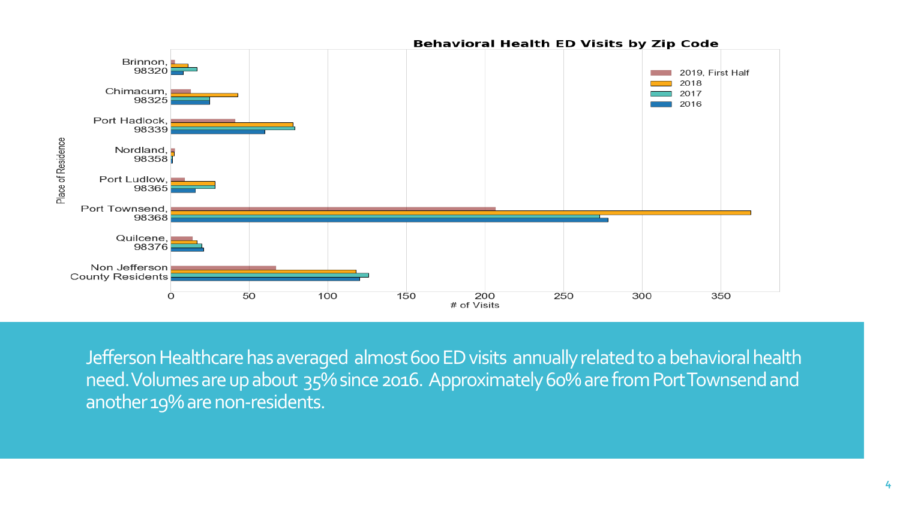**Behavioral Health ED Visits by Zip Code**

Place of Residence

Brinnon, 98320
Chimacum, 98325
Port Hadlock, 98339
Nordland, 98358
Port Ludlow, 98365
Port Townsend, 98368
Quilcene, 98376
Non Jefferson County Residents

0 50 100 150 200 250 300 350

# of Visits

2019, First Half
2018
2017
2016

Jefferson Healthcare has averaged almost 600 ED visits annually related to a behavioral health need. Volumes are up about 35% since 2016. Approximately 60% are from Port Townsend and another 19% are non-residents.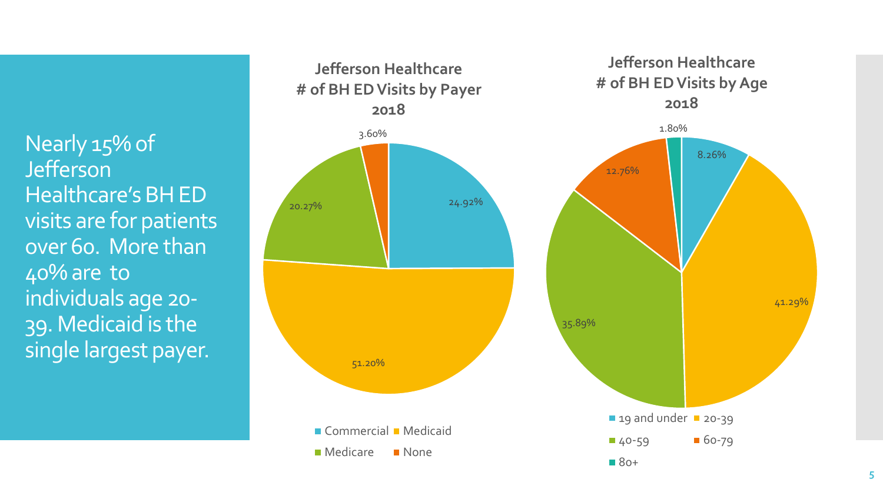Nearly 15% of Jefferson Healthcare's BH ED visits are for patients over 60. More than 40% are to individuals age 20-39. Medicaid is the single largest payer.

**Jefferson Healthcare**
**# of BH ED Visits by Payer**
**2018**

3.60%
24.92%
20.27%
51.20%

Commercial
Medicaid
Medicare
None

**Jefferson Healthcare**
**# of BH ED Visits by Age**
**2018**

1.80%
8.26%
12.76%
41.29%
35.89%

19 and under
20-39
40-59
60-79
80+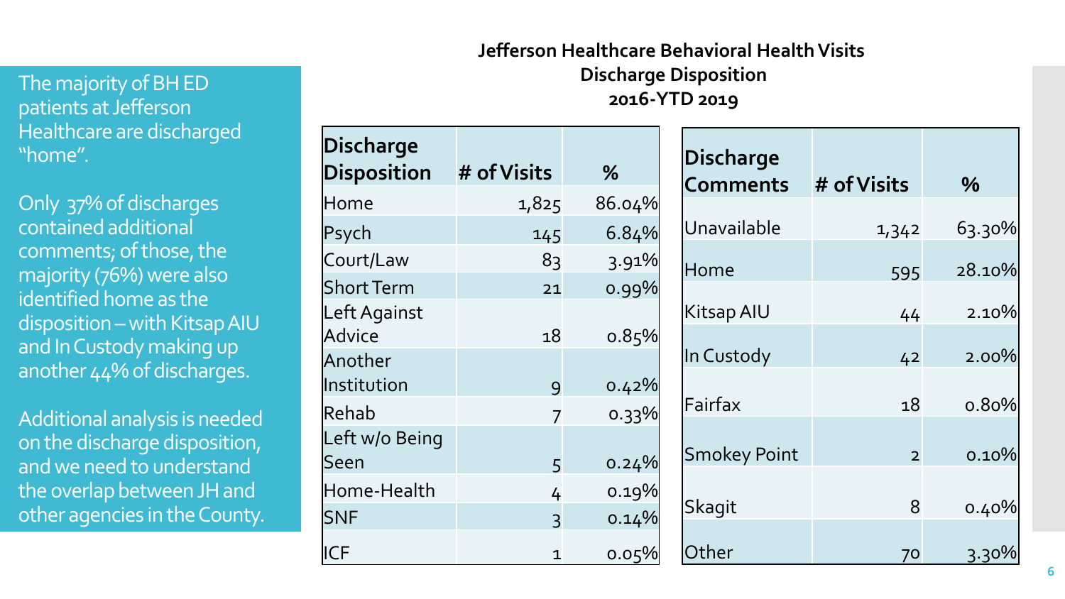The majority of BH ED patients at Jefferson Healthcare are discharged "home".

Only 37% of discharges contained additional comments; of those, the majority (76%) were also identified home as the disposition – with Kitsap AIU and In Custody making up another 44% of discharges.

Additional analysis is needed on the discharge disposition, and we need to understand the overlap between JH and other agencies in the County.

## Jefferson Healthcare Behavioral Health Visits
## Discharge Disposition
## 2016-YTD 2019

| Discharge Disposition | # of Visits | % |
|---|---|---|
| Home | 1,825 | 86.04% |
| Psych | 145 | 6.84% |
| Court/Law | 83 | 3.91% |
| Short Term | 21 | 0.99% |
| Left Against Advice | 18 | 0.85% |
| Another Institution | 9 | 0.42% |
| Rehab | 7 | 0.33% |
| Left w/o Being Seen | 5 | 0.24% |
| Home-Health | 4 | 0.19% |
| SNF | 3 | 0.14% |
| ICF | 1 | 0.05% |

| Discharge Comments | # of Visits | % |
|---|---|---|
| Unavailable | 1,342 | 63.30% |
| Home | 595 | 28.10% |
| Kitsap AIU | 44 | 2.10% |
| In Custody | 42 | 2.00% |
| Fairfax | 18 | 0.80% |
| Smokey Point | 2 | 0.10% |
| Skagit | 8 | 0.40% |
| Other | 70 | 3.30% |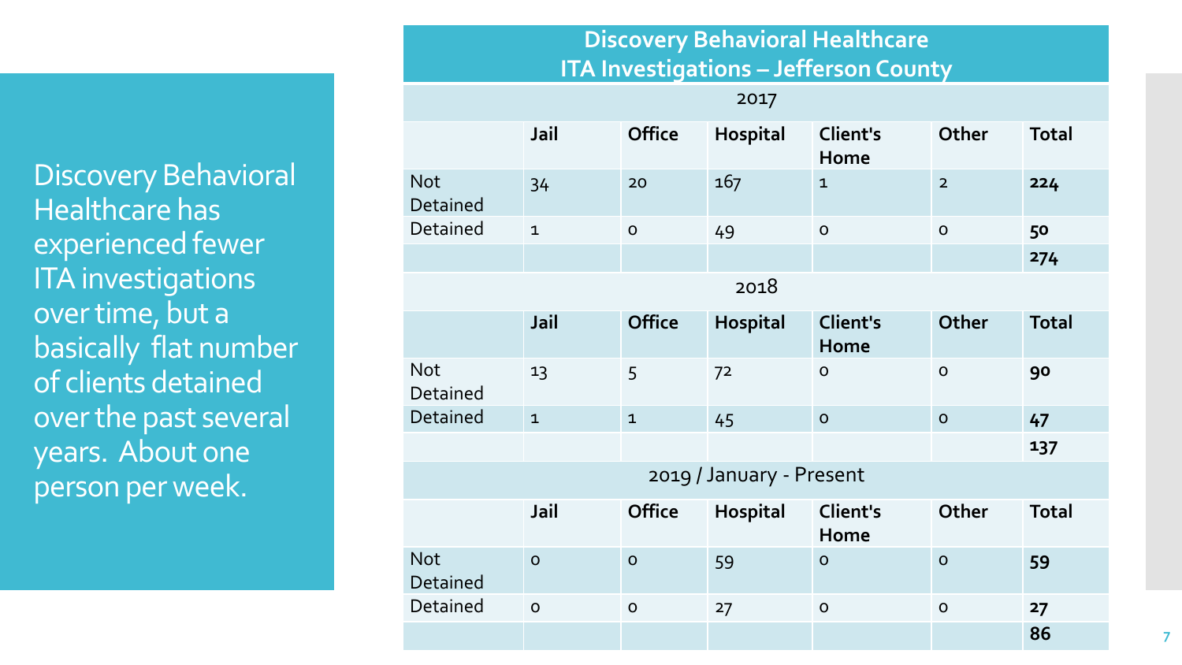Discovery Behavioral Healthcare has experienced fewer ITA investigations over time, but a basically flat number of clients detained over the past several years. About one person per week.

## Discovery Behavioral Healthcare
## ITA Investigations – Jefferson County

**2017**

| | Jail | Office | Hospital | Client's Home | Other | Total |
|---|---|---|---|---|---|---|
| Not Detained | 34 | 20 | 167 | 1 | 2 | **224** |
| Detained | 1 | 0 | 49 | 0 | 0 | **50** |
| | | | | | | **274** |

**2018**

| | Jail | Office | Hospital | Client's Home | Other | Total |
|---|---|---|---|---|---|---|
| Not Detained | 13 | 5 | 72 | 0 | 0 | **90** |
| Detained | 1 | 1 | 45 | 0 | 0 | **47** |
| | | | | | | **137** |

**2019 / January - Present**

| | Jail | Office | Hospital | Client's Home | Other | Total |
|---|---|---|---|---|---|---|
| Not Detained | 0 | 0 | 59 | 0 | 0 | **59** |
| Detained | 0 | 0 | 27 | 0 | 0 | **27** |
| | | | | | | **86** |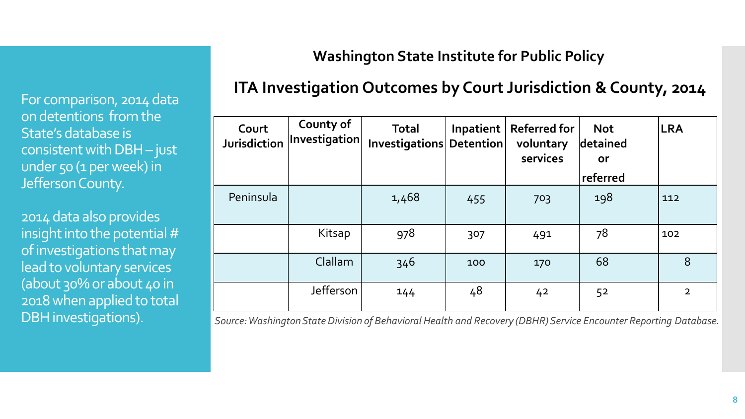For comparison, 2014 data on detentions from the State's database is consistent with DBH – just under 50 (1 per week) in Jefferson County.

2014 data also provides insight into the potential # of investigations that may lead to voluntary services (about 30% or about 40 in 2018 when applied to total DBH investigations).

## Washington State Institute for Public Policy

## ITA Investigation Outcomes by Court Jurisdiction & County, 2014

| Court Jurisdiction | County of Investigation | Total Investigations | Inpatient Detention | Referred for voluntary services | Not detained or referred | LRA |
|---|---|---|---|---|---|---|
| Peninsula | | 1,468 | 455 | 703 | 198 | 112 |
| | Kitsap | 978 | 307 | 491 | 78 | 102 |
| | Clallam | 346 | 100 | 170 | 68 | 8 |
| | Jefferson | 144 | 48 | 42 | 52 | 2 |

*Source: Washington State Division of Behavioral Health and Recovery (DBHR) Service Encounter Reporting Database.*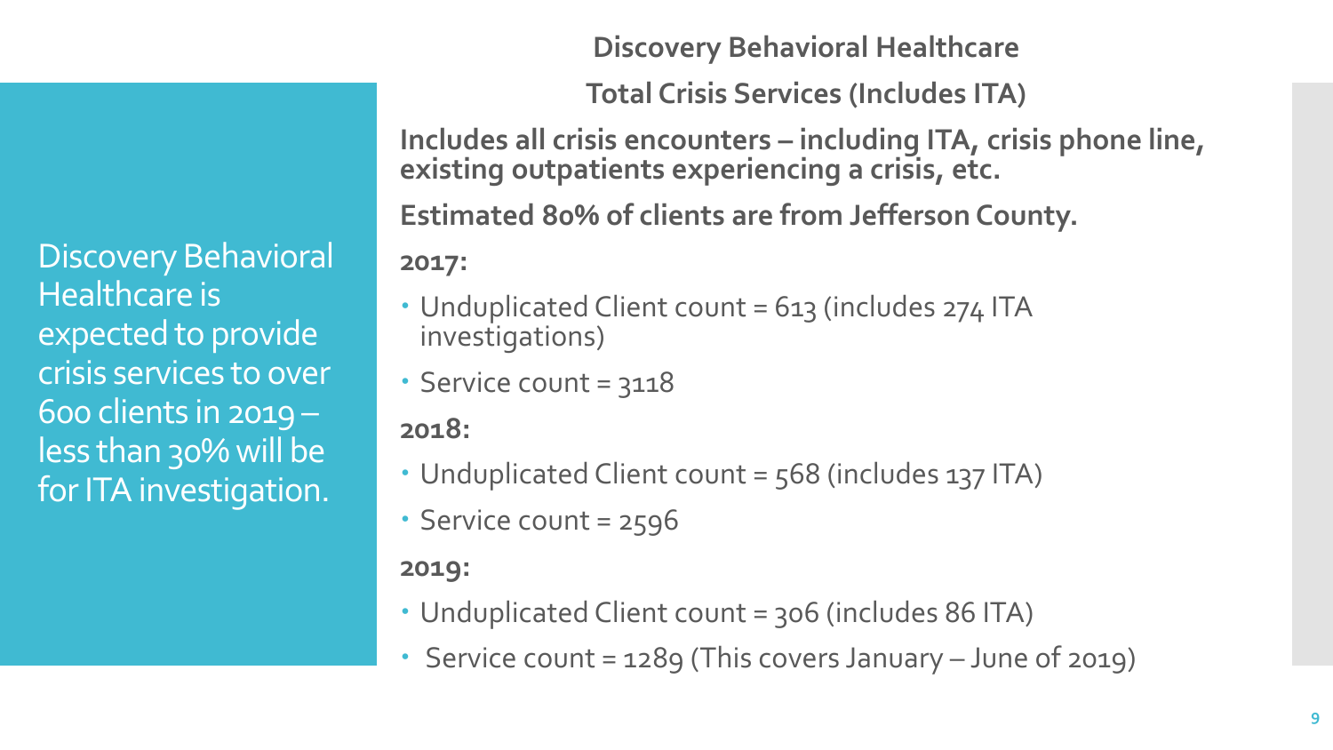Discovery Behavioral Healthcare is expected to provide crisis services to over 600 clients in 2019 – less than 30% will be for ITA investigation.

## Discovery Behavioral Healthcare

## Total Crisis Services (Includes ITA)

**Includes all crisis encounters – including ITA, crisis phone line, existing outpatients experiencing a crisis, etc.**

**Estimated 80% of clients are from Jefferson County.**

**2017:**

- Unduplicated Client count = 613 (includes 274 ITA investigations)
- Service count = 3118

**2018:**

- Unduplicated Client count = 568 (includes 137 ITA)
- Service count = 2596

**2019:**

- Unduplicated Client count = 306 (includes 86 ITA)
- Service count = 1289 (This covers January – June of 2019)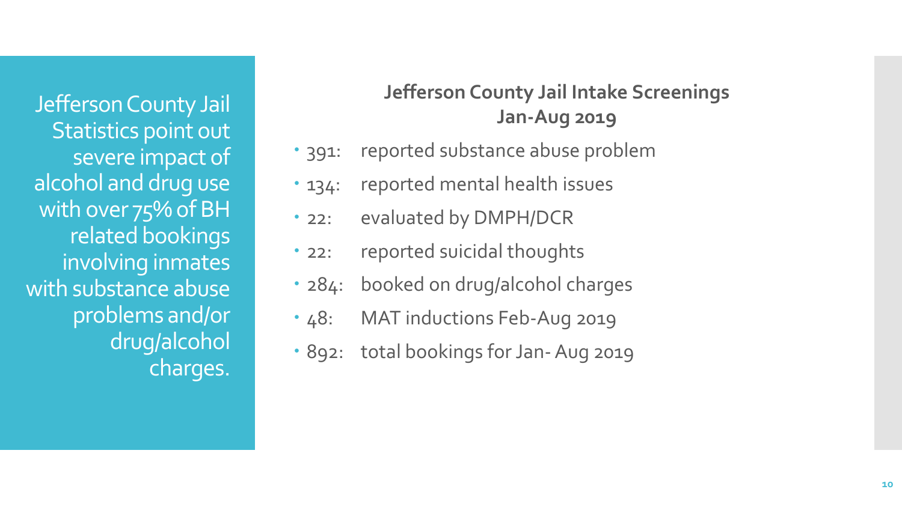Jefferson County Jail Statistics point out severe impact of alcohol and drug use with over 75% of BH related bookings involving inmates with substance abuse problems and/or drug/alcohol charges.

## Jefferson County Jail Intake Screenings Jan-Aug 2019

- 391: reported substance abuse problem
- 134: reported mental health issues
- 22: evaluated by DMPH/DCR
- 22: reported suicidal thoughts
- 284: booked on drug/alcohol charges
- 48: MAT inductions Feb-Aug 2019
- 892: total bookings for Jan- Aug 2019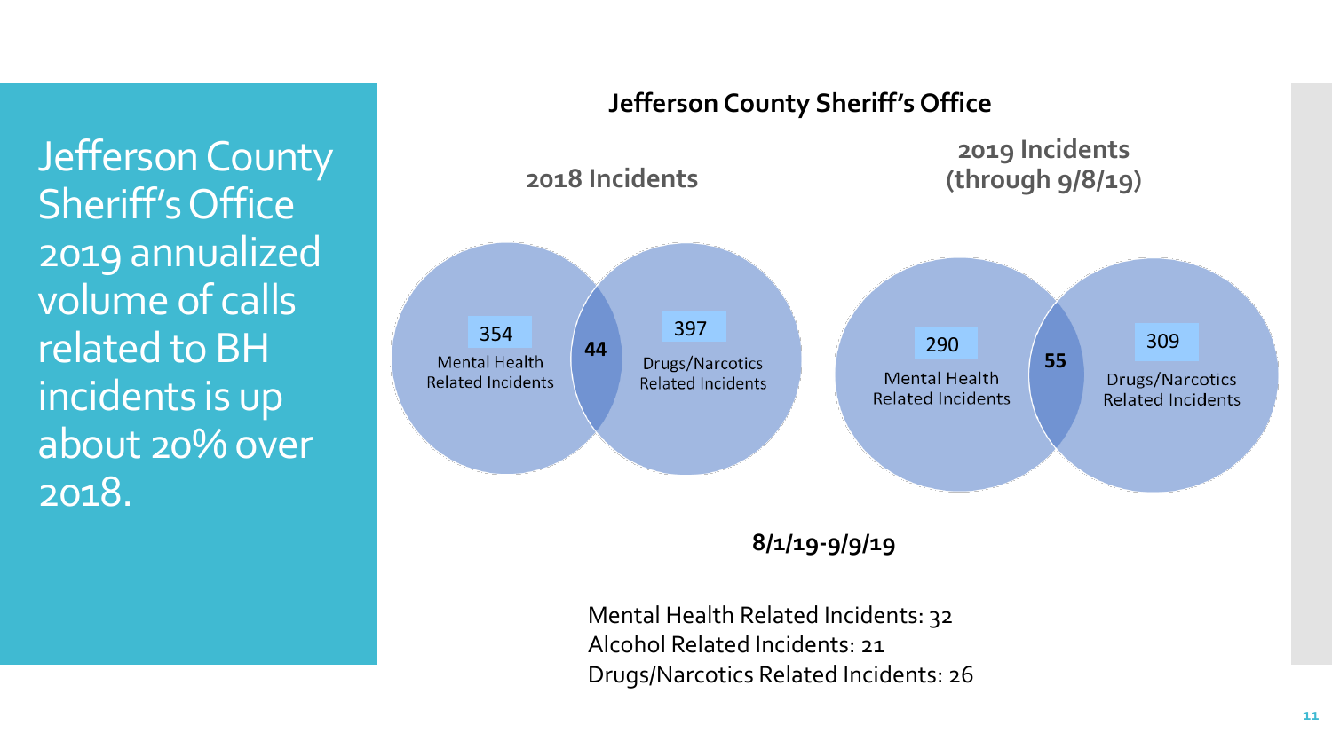# Jefferson County Sheriff's Office 2019 annualized volume of calls related to BH incidents is up about 20% over 2018.

## Jefferson County Sheriff's Office

### 2018 Incidents

- 354 Mental Health Related Incidents
- 44 (overlap)
- 397 Drugs/Narcotics Related Incidents

### 2019 Incidents (through 9/8/19)

- 290 Mental Health Related Incidents
- 55 (overlap)
- 309 Drugs/Narcotics Related Incidents

**8/1/19-9/9/19**

Mental Health Related Incidents: 32
Alcohol Related Incidents: 21
Drugs/Narcotics Related Incidents: 26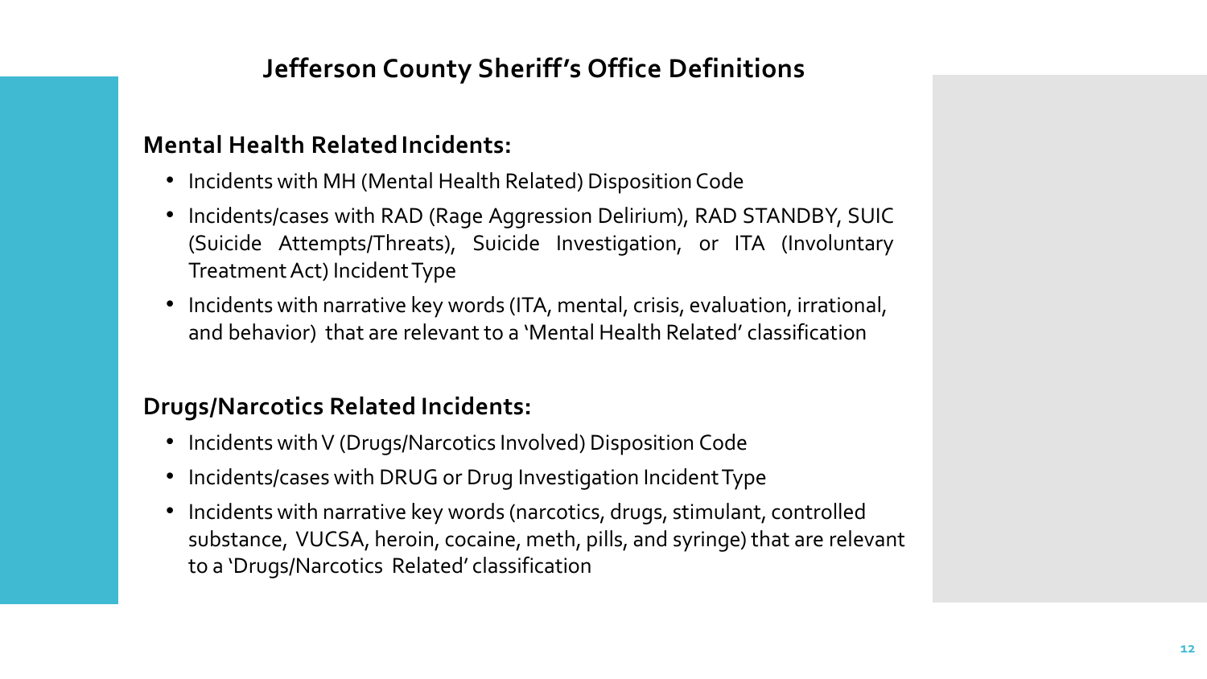# Jefferson County Sheriff's Office Definitions

## Mental Health Related Incidents:

- Incidents with MH (Mental Health Related) Disposition Code
- Incidents/cases with RAD (Rage Aggression Delirium), RAD STANDBY, SUIC (Suicide Attempts/Threats), Suicide Investigation, or ITA (Involuntary Treatment Act) Incident Type
- Incidents with narrative key words (ITA, mental, crisis, evaluation, irrational, and behavior) that are relevant to a 'Mental Health Related' classification

## Drugs/Narcotics Related Incidents:

- Incidents with V (Drugs/Narcotics Involved) Disposition Code
- Incidents/cases with DRUG or Drug Investigation Incident Type
- Incidents with narrative key words (narcotics, drugs, stimulant, controlled substance, VUCSA, heroin, cocaine, meth, pills, and syringe) that are relevant to a 'Drugs/Narcotics Related' classification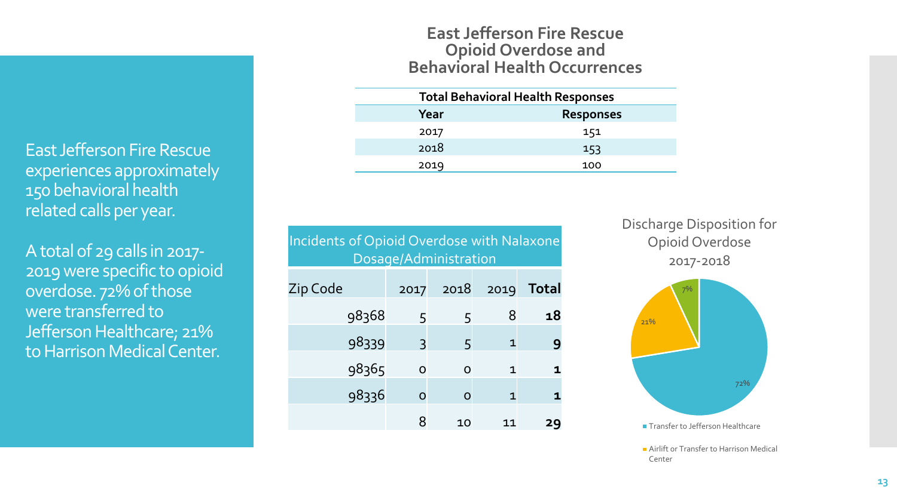East Jefferson Fire Rescue experiences approximately 150 behavioral health related calls per year.

A total of 29 calls in 2017-2019 were specific to opioid overdose. 72% of those were transferred to Jefferson Healthcare; 21% to Harrison Medical Center.

# East Jefferson Fire Rescue Opioid Overdose and Behavioral Health Occurrences

**Total Behavioral Health Responses**

| Year | Responses |
|---|---|
| 2017 | 151 |
| 2018 | 153 |
| 2019 | 100 |

Incidents of Opioid Overdose with Nalaxone Dosage/Administration

| Zip Code | 2017 | 2018 | 2019 | Total |
|---|---|---|---|---|
| 98368 | 5 | 5 | 8 | **18** |
| 98339 | 3 | 5 | 1 | **9** |
| 98365 | 0 | 0 | 1 | **1** |
| 98336 | 0 | 0 | 1 | **1** |
| | 8 | 10 | 11 | **29** |

Discharge Disposition for Opioid Overdose 2017-2018

7%

21%

72%

Transfer to Jefferson Healthcare

Airlift or Transfer to Harrison Medical Center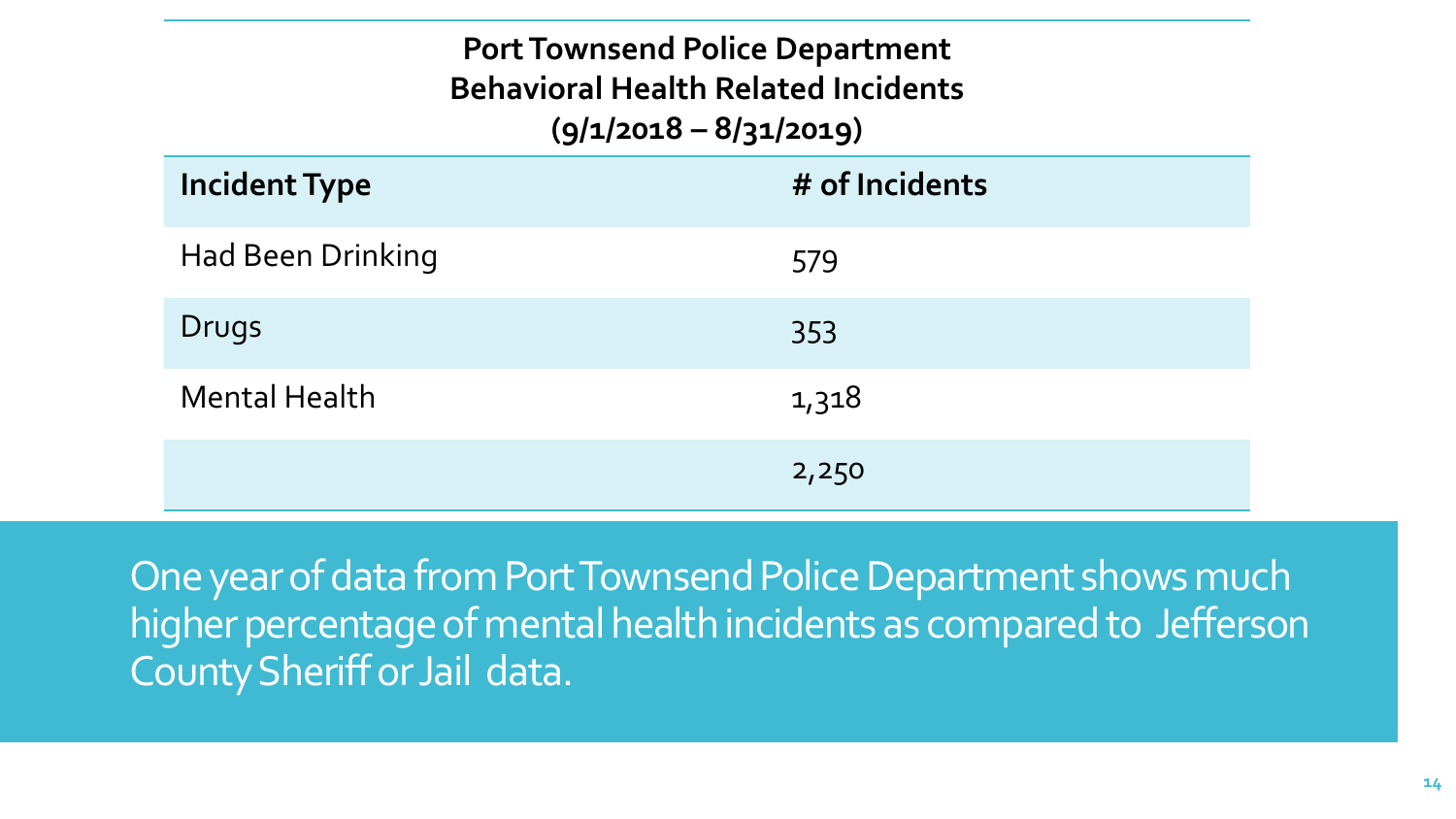**Port Townsend Police Department**
**Behavioral Health Related Incidents**
**(9/1/2018 – 8/31/2019)**

| Incident Type | # of Incidents |
|---|---|
| Had Been Drinking | 579 |
| Drugs | 353 |
| Mental Health | 1,318 |
| | 2,250 |

One year of data from Port Townsend Police Department shows much higher percentage of mental health incidents as compared to Jefferson County Sheriff or Jail data.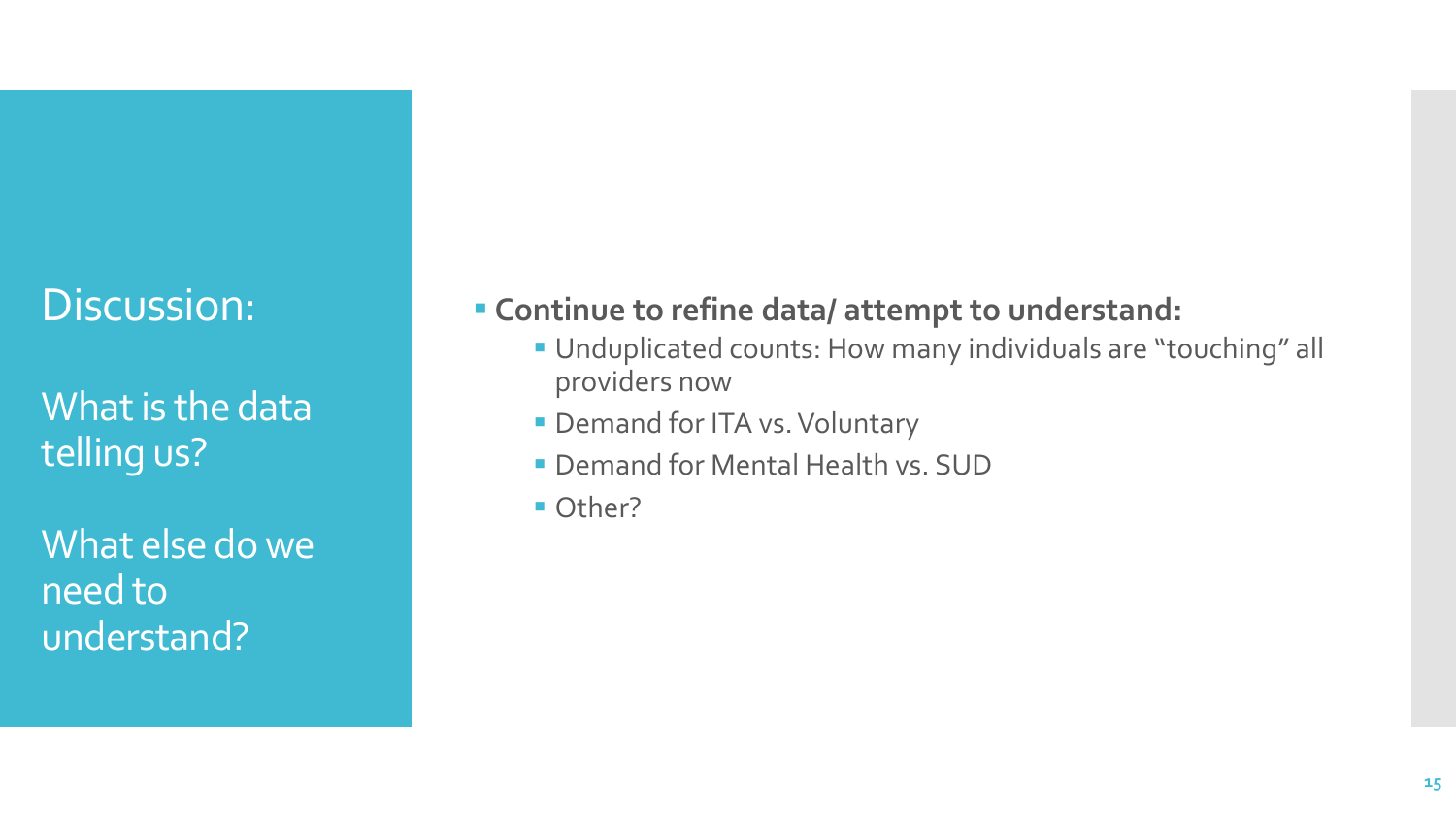## Discussion:

## What is the data telling us?

## What else do we need to understand?

- **Continue to refine data/ attempt to understand:**
  - Unduplicated counts: How many individuals are "touching" all providers now
  - Demand for ITA vs. Voluntary
  - Demand for Mental Health vs. SUD
  - Other?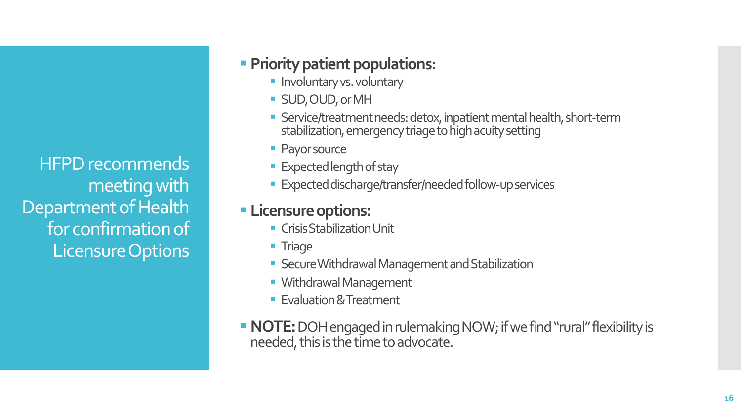## HFPD recommends meeting with Department of Health for confirmation of Licensure Options

- **Priority patient populations:**
  - Involuntary vs. voluntary
  - SUD, OUD, or MH
  - Service/treatment needs: detox, inpatient mental health, short-term stabilization, emergency triage to high acuity setting
  - Payor source
  - Expected length of stay
  - Expected discharge/transfer/needed follow-up services
- **Licensure options:**
  - Crisis Stabilization Unit
  - Triage
  - Secure Withdrawal Management and Stabilization
  - Withdrawal Management
  - Evaluation & Treatment
- **NOTE:** DOH engaged in rulemaking NOW; if we find "rural" flexibility is needed, this is the time to advocate.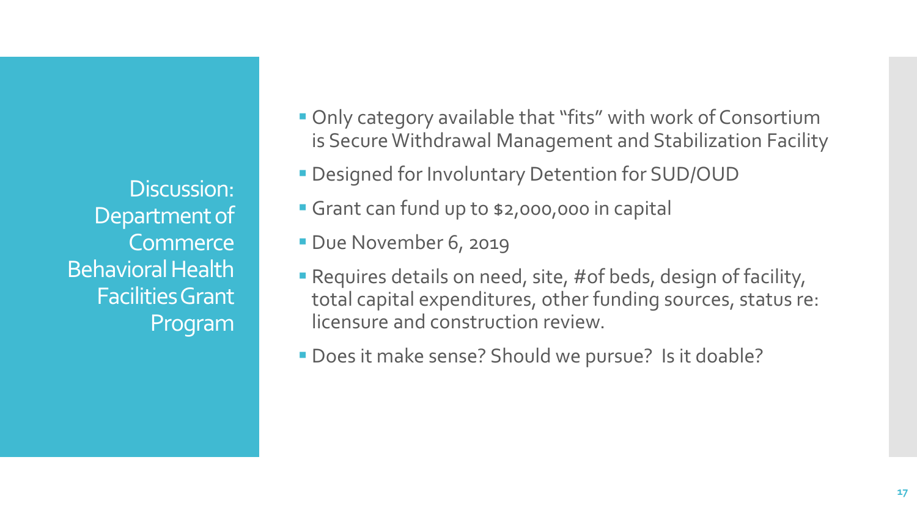## Discussion: Department of Commerce Behavioral Health Facilities Grant Program

- Only category available that "fits" with work of Consortium is Secure Withdrawal Management and Stabilization Facility
- Designed for Involuntary Detention for SUD/OUD
- Grant can fund up to $2,000,000 in capital
- Due November 6, 2019
- Requires details on need, site, #of beds, design of facility, total capital expenditures, other funding sources, status re: licensure and construction review.
- Does it make sense? Should we pursue? Is it doable?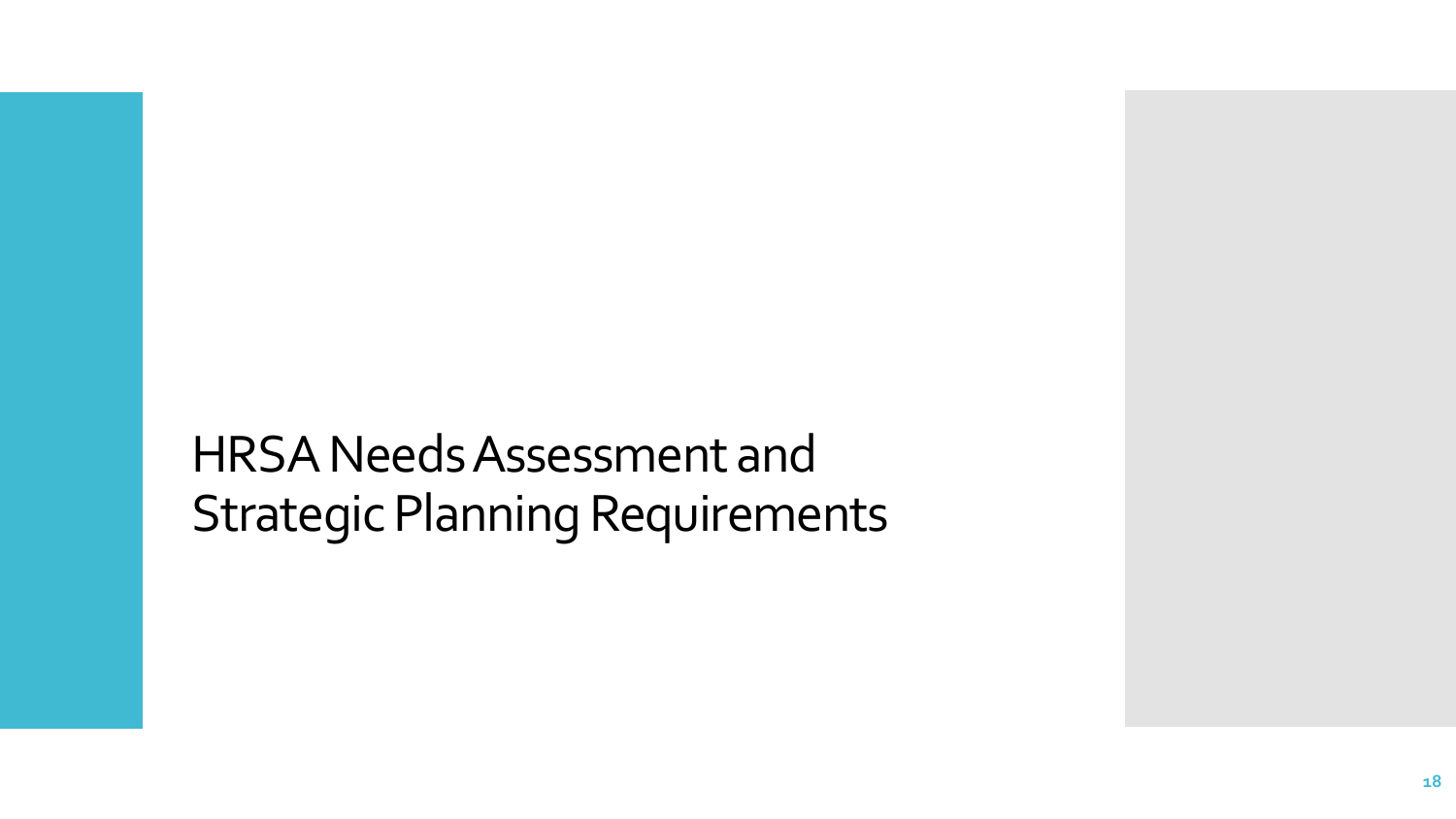# HRSA Needs Assessment and Strategic Planning Requirements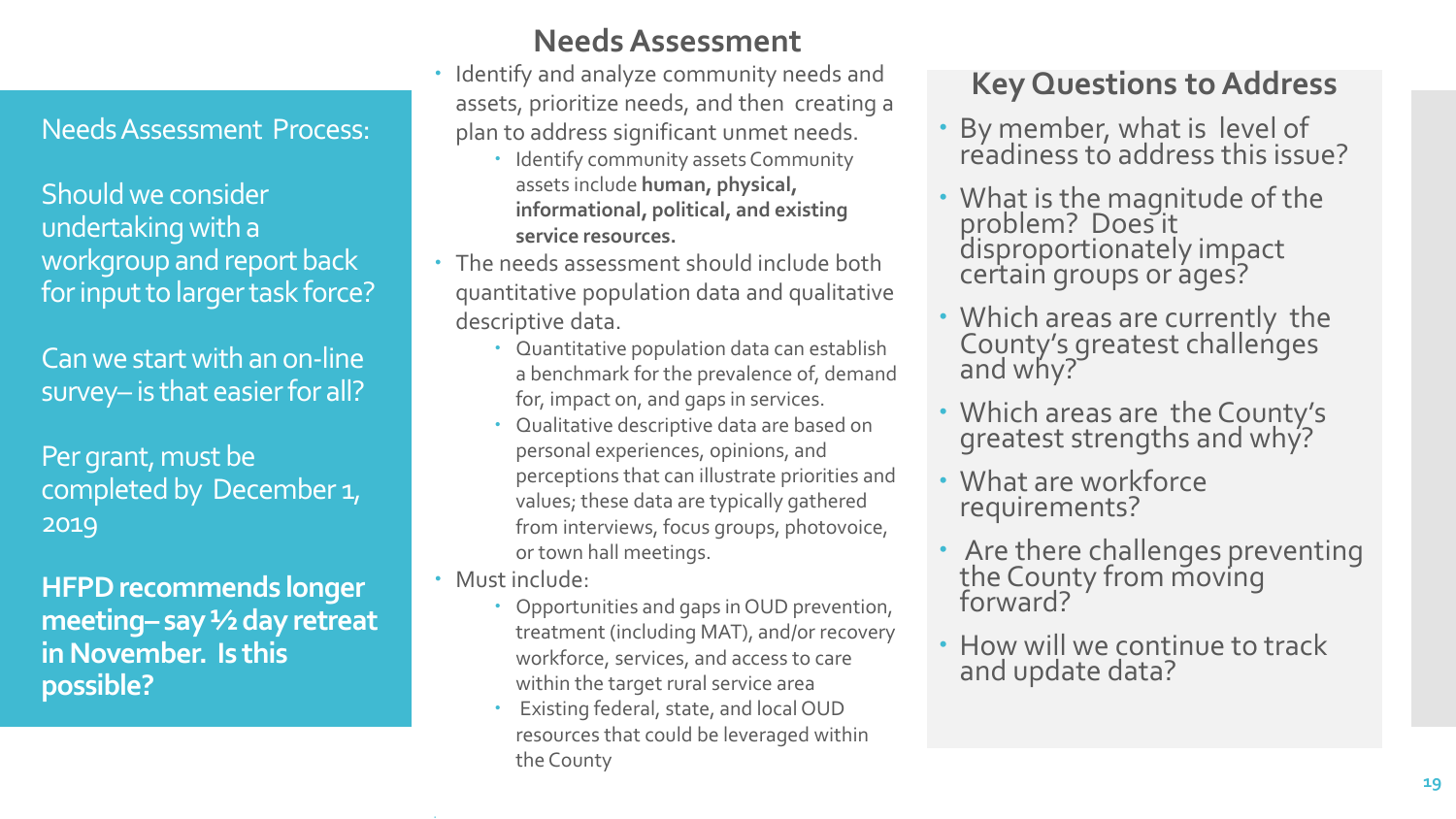Needs Assessment Process:

Should we consider undertaking with a workgroup and report back for input to larger task force?

Can we start with an on-line survey– is that easier for all?

Per grant, must be completed by December 1, 2019

**HFPD recommends longer meeting– say ½ day retreat in November. Is this possible?**

## Needs Assessment

- Identify and analyze community needs and assets, prioritize needs, and then creating a plan to address significant unmet needs.
  - Identify community assets Community assets include **human, physical, informational, political, and existing service resources.**
- The needs assessment should include both quantitative population data and qualitative descriptive data.
  - Quantitative population data can establish a benchmark for the prevalence of, demand for, impact on, and gaps in services.
  - Qualitative descriptive data are based on personal experiences, opinions, and perceptions that can illustrate priorities and values; these data are typically gathered from interviews, focus groups, photovoice, or town hall meetings.
- Must include:
  - Opportunities and gaps in OUD prevention, treatment (including MAT), and/or recovery workforce, services, and access to care within the target rural service area
  - Existing federal, state, and local OUD resources that could be leveraged within the County

## Key Questions to Address

- By member, what is level of readiness to address this issue?
- What is the magnitude of the problem? Does it disproportionately impact certain groups or ages?
- Which areas are currently the County's greatest challenges and why?
- Which areas are the County's greatest strengths and why?
- What are workforce requirements?
- Are there challenges preventing the County from moving forward?
- How will we continue to track and update data?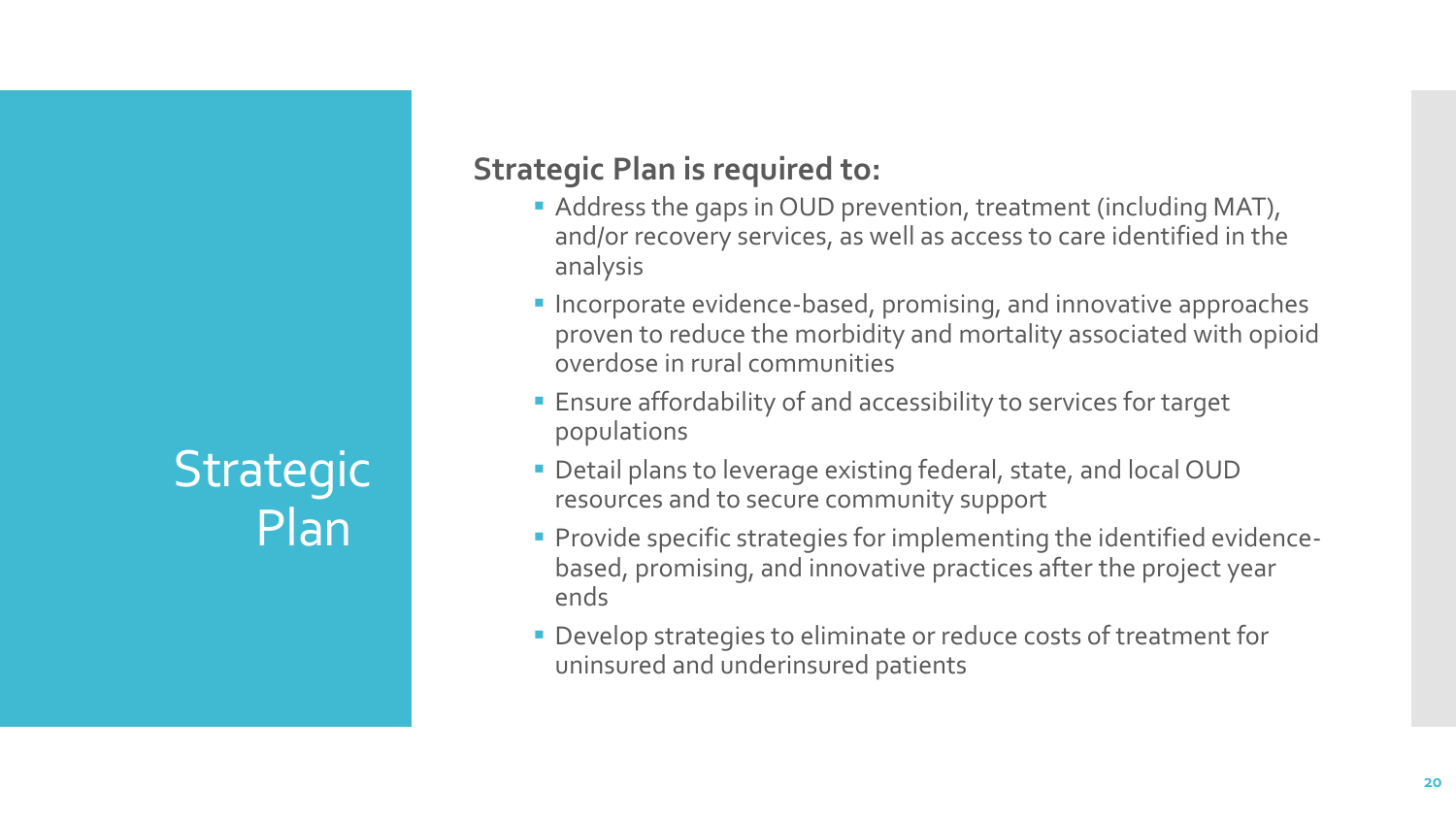# Strategic Plan

**Strategic Plan is required to:**

- Address the gaps in OUD prevention, treatment (including MAT), and/or recovery services, as well as access to care identified in the analysis
- Incorporate evidence-based, promising, and innovative approaches proven to reduce the morbidity and mortality associated with opioid overdose in rural communities
- Ensure affordability of and accessibility to services for target populations
- Detail plans to leverage existing federal, state, and local OUD resources and to secure community support
- Provide specific strategies for implementing the identified evidence-based, promising, and innovative practices after the project year ends
- Develop strategies to eliminate or reduce costs of treatment for uninsured and underinsured patients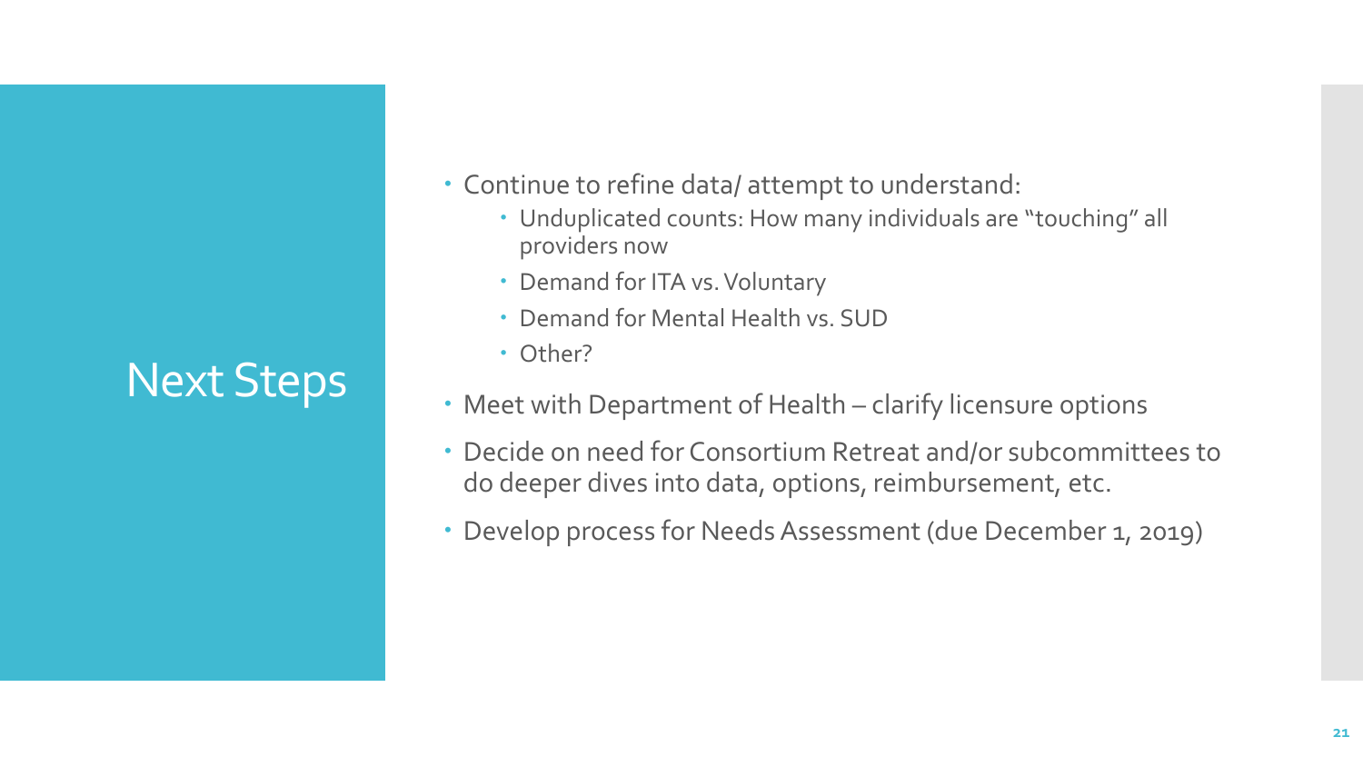# Next Steps

- Continue to refine data/ attempt to understand:
  - Unduplicated counts: How many individuals are "touching" all providers now
  - Demand for ITA vs. Voluntary
  - Demand for Mental Health vs. SUD
  - Other?
- Meet with Department of Health – clarify licensure options
- Decide on need for Consortium Retreat and/or subcommittees to do deeper dives into data, options, reimbursement, etc.
- Develop process for Needs Assessment (due December 1, 2019)